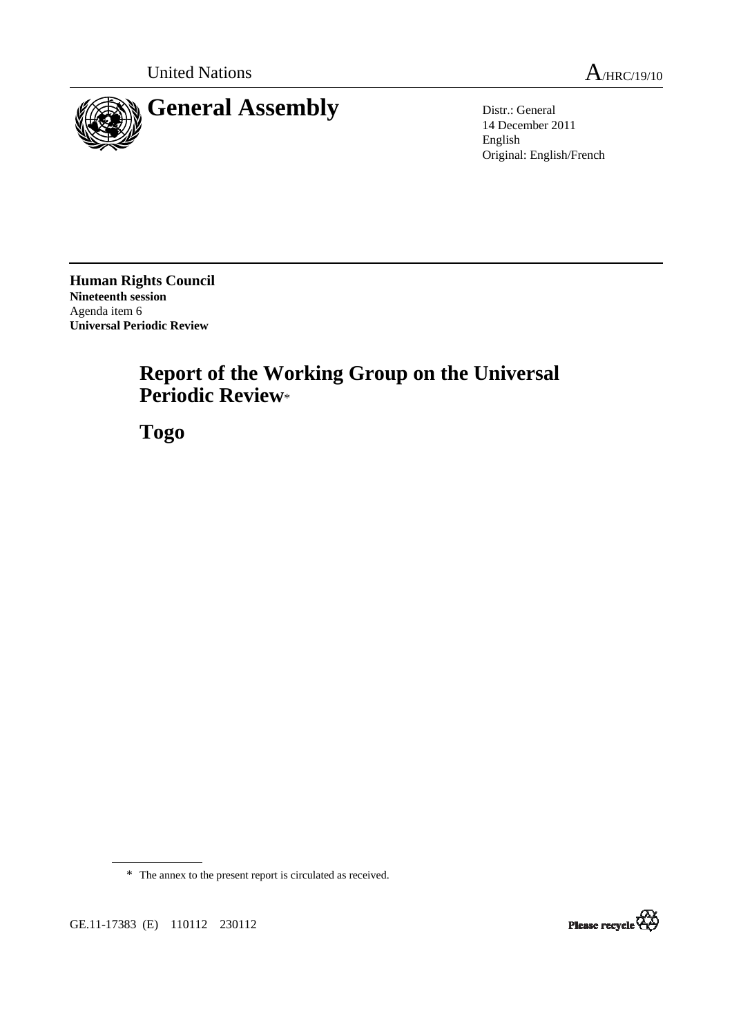United Nations A/HRC/19/10

# General Assembly

Distr.: General
14 December 2011
English
Original: English/French

**Human Rights Council**
**Nineteenth session**
Agenda item 6
**Universal Periodic Review**

# Report of the Working Group on the Universal Periodic Review*

# Togo

---

\* The annex to the present report is circulated as received.

GE.11-17383 (E) 110112 230112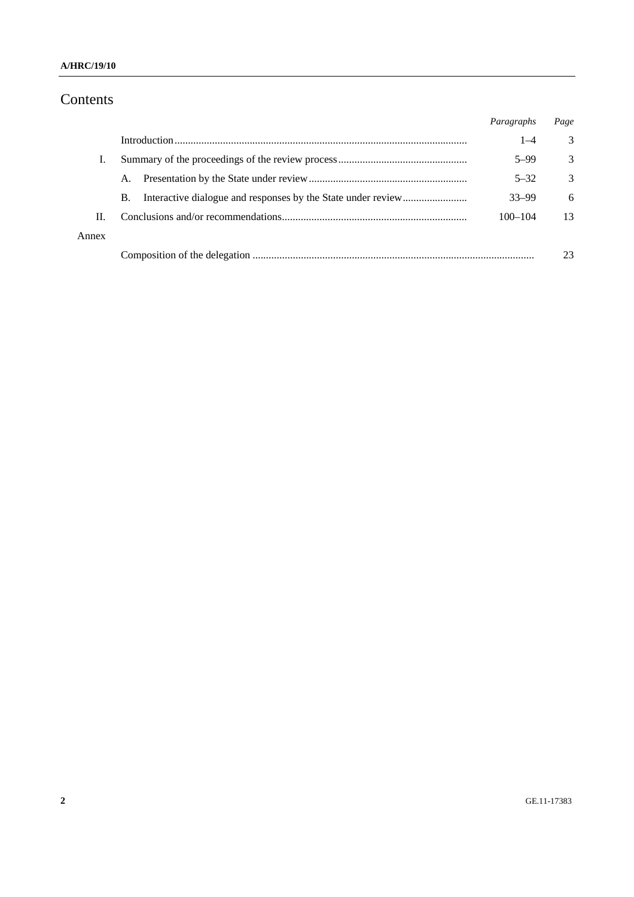# Contents

| | | *Paragraphs* | *Page* |
|---|---|---|---|
| | Introduction | 1–4 | 3 |
| I. | Summary of the proceedings of the review process | 5–99 | 3 |
| | A. Presentation by the State under review | 5–32 | 3 |
| | B. Interactive dialogue and responses by the State under review | 33–99 | 6 |
| II. | Conclusions and/or recommendations | 100–104 | 13 |
| Annex | | | |
| | Composition of the delegation | | 23 |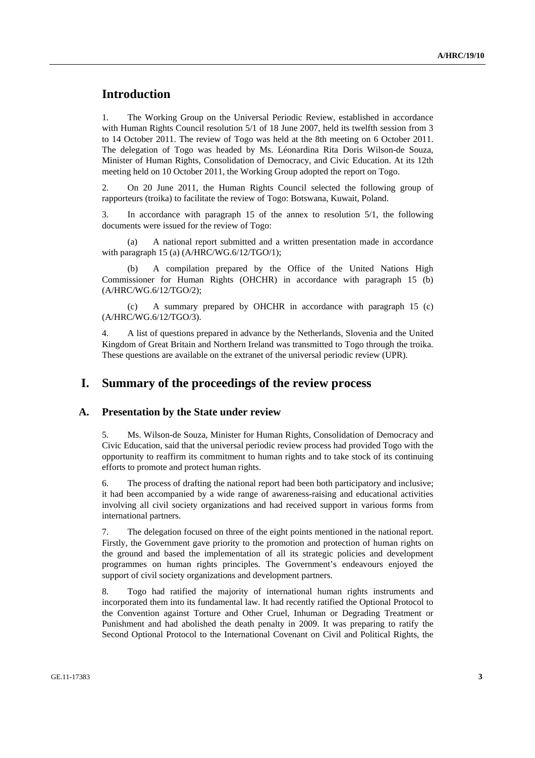# Introduction

1. The Working Group on the Universal Periodic Review, established in accordance with Human Rights Council resolution 5/1 of 18 June 2007, held its twelfth session from 3 to 14 October 2011. The review of Togo was held at the 8th meeting on 6 October 2011. The delegation of Togo was headed by Ms. Léonardina Rita Doris Wilson-de Souza, Minister of Human Rights, Consolidation of Democracy, and Civic Education. At its 12th meeting held on 10 October 2011, the Working Group adopted the report on Togo.

2. On 20 June 2011, the Human Rights Council selected the following group of rapporteurs (troika) to facilitate the review of Togo: Botswana, Kuwait, Poland.

3. In accordance with paragraph 15 of the annex to resolution 5/1, the following documents were issued for the review of Togo:

(a) A national report submitted and a written presentation made in accordance with paragraph 15 (a) (A/HRC/WG.6/12/TGO/1);

(b) A compilation prepared by the Office of the United Nations High Commissioner for Human Rights (OHCHR) in accordance with paragraph 15 (b) (A/HRC/WG.6/12/TGO/2);

(c) A summary prepared by OHCHR in accordance with paragraph 15 (c) (A/HRC/WG.6/12/TGO/3).

4. A list of questions prepared in advance by the Netherlands, Slovenia and the United Kingdom of Great Britain and Northern Ireland was transmitted to Togo through the troika. These questions are available on the extranet of the universal periodic review (UPR).

# I. Summary of the proceedings of the review process

## A. Presentation by the State under review

5. Ms. Wilson-de Souza, Minister for Human Rights, Consolidation of Democracy and Civic Education, said that the universal periodic review process had provided Togo with the opportunity to reaffirm its commitment to human rights and to take stock of its continuing efforts to promote and protect human rights.

6. The process of drafting the national report had been both participatory and inclusive; it had been accompanied by a wide range of awareness-raising and educational activities involving all civil society organizations and had received support in various forms from international partners.

7. The delegation focused on three of the eight points mentioned in the national report. Firstly, the Government gave priority to the promotion and protection of human rights on the ground and based the implementation of all its strategic policies and development programmes on human rights principles. The Government's endeavours enjoyed the support of civil society organizations and development partners.

8. Togo had ratified the majority of international human rights instruments and incorporated them into its fundamental law. It had recently ratified the Optional Protocol to the Convention against Torture and Other Cruel, Inhuman or Degrading Treatment or Punishment and had abolished the death penalty in 2009. It was preparing to ratify the Second Optional Protocol to the International Covenant on Civil and Political Rights, the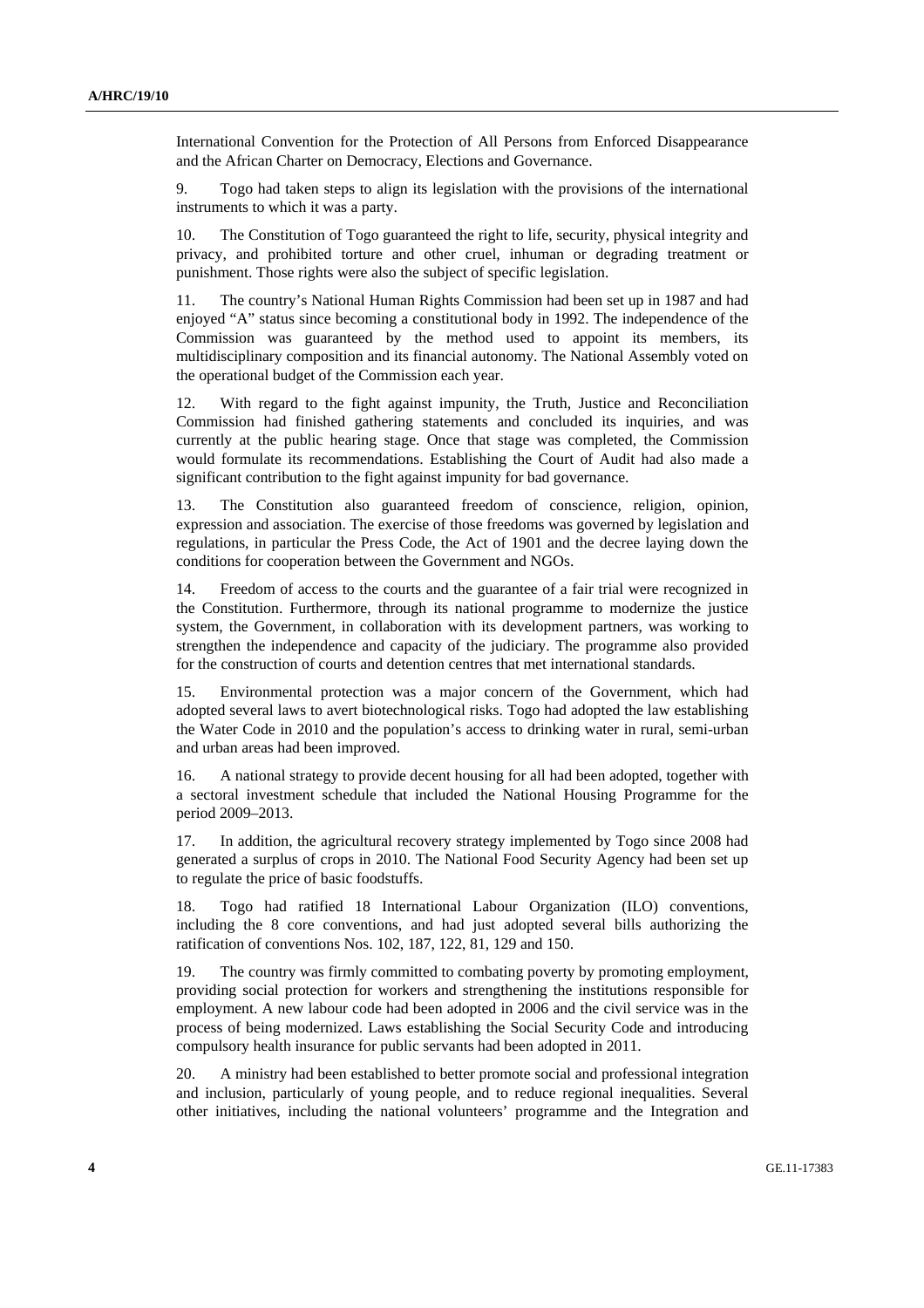International Convention for the Protection of All Persons from Enforced Disappearance and the African Charter on Democracy, Elections and Governance.

9. Togo had taken steps to align its legislation with the provisions of the international instruments to which it was a party.

10. The Constitution of Togo guaranteed the right to life, security, physical integrity and privacy, and prohibited torture and other cruel, inhuman or degrading treatment or punishment. Those rights were also the subject of specific legislation.

11. The country's National Human Rights Commission had been set up in 1987 and had enjoyed "A" status since becoming a constitutional body in 1992. The independence of the Commission was guaranteed by the method used to appoint its members, its multidisciplinary composition and its financial autonomy. The National Assembly voted on the operational budget of the Commission each year.

12. With regard to the fight against impunity, the Truth, Justice and Reconciliation Commission had finished gathering statements and concluded its inquiries, and was currently at the public hearing stage. Once that stage was completed, the Commission would formulate its recommendations. Establishing the Court of Audit had also made a significant contribution to the fight against impunity for bad governance.

13. The Constitution also guaranteed freedom of conscience, religion, opinion, expression and association. The exercise of those freedoms was governed by legislation and regulations, in particular the Press Code, the Act of 1901 and the decree laying down the conditions for cooperation between the Government and NGOs.

14. Freedom of access to the courts and the guarantee of a fair trial were recognized in the Constitution. Furthermore, through its national programme to modernize the justice system, the Government, in collaboration with its development partners, was working to strengthen the independence and capacity of the judiciary. The programme also provided for the construction of courts and detention centres that met international standards.

15. Environmental protection was a major concern of the Government, which had adopted several laws to avert biotechnological risks. Togo had adopted the law establishing the Water Code in 2010 and the population's access to drinking water in rural, semi-urban and urban areas had been improved.

16. A national strategy to provide decent housing for all had been adopted, together with a sectoral investment schedule that included the National Housing Programme for the period 2009–2013.

17. In addition, the agricultural recovery strategy implemented by Togo since 2008 had generated a surplus of crops in 2010. The National Food Security Agency had been set up to regulate the price of basic foodstuffs.

18. Togo had ratified 18 International Labour Organization (ILO) conventions, including the 8 core conventions, and had just adopted several bills authorizing the ratification of conventions Nos. 102, 187, 122, 81, 129 and 150.

19. The country was firmly committed to combating poverty by promoting employment, providing social protection for workers and strengthening the institutions responsible for employment. A new labour code had been adopted in 2006 and the civil service was in the process of being modernized. Laws establishing the Social Security Code and introducing compulsory health insurance for public servants had been adopted in 2011.

20. A ministry had been established to better promote social and professional integration and inclusion, particularly of young people, and to reduce regional inequalities. Several other initiatives, including the national volunteers' programme and the Integration and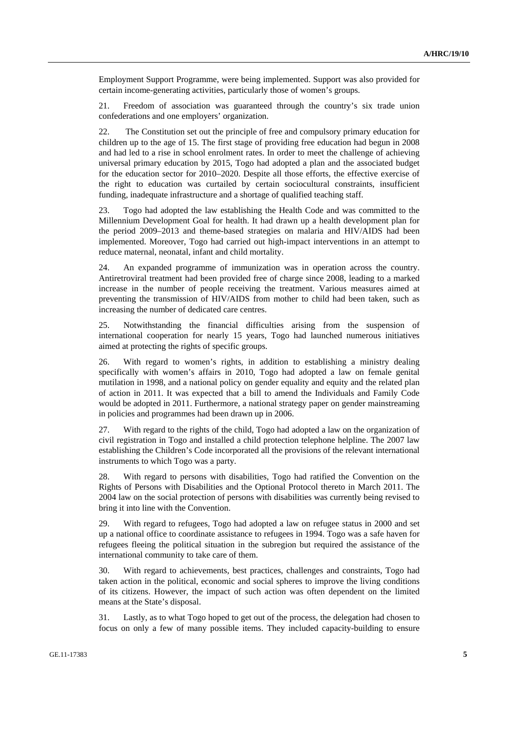Employment Support Programme, were being implemented. Support was also provided for certain income-generating activities, particularly those of women's groups.

21. Freedom of association was guaranteed through the country's six trade union confederations and one employers' organization.

22. The Constitution set out the principle of free and compulsory primary education for children up to the age of 15. The first stage of providing free education had begun in 2008 and had led to a rise in school enrolment rates. In order to meet the challenge of achieving universal primary education by 2015, Togo had adopted a plan and the associated budget for the education sector for 2010–2020. Despite all those efforts, the effective exercise of the right to education was curtailed by certain sociocultural constraints, insufficient funding, inadequate infrastructure and a shortage of qualified teaching staff.

23. Togo had adopted the law establishing the Health Code and was committed to the Millennium Development Goal for health. It had drawn up a health development plan for the period 2009–2013 and theme-based strategies on malaria and HIV/AIDS had been implemented. Moreover, Togo had carried out high-impact interventions in an attempt to reduce maternal, neonatal, infant and child mortality.

24. An expanded programme of immunization was in operation across the country. Antiretroviral treatment had been provided free of charge since 2008, leading to a marked increase in the number of people receiving the treatment. Various measures aimed at preventing the transmission of HIV/AIDS from mother to child had been taken, such as increasing the number of dedicated care centres.

25. Notwithstanding the financial difficulties arising from the suspension of international cooperation for nearly 15 years, Togo had launched numerous initiatives aimed at protecting the rights of specific groups.

26. With regard to women's rights, in addition to establishing a ministry dealing specifically with women's affairs in 2010, Togo had adopted a law on female genital mutilation in 1998, and a national policy on gender equality and equity and the related plan of action in 2011. It was expected that a bill to amend the Individuals and Family Code would be adopted in 2011. Furthermore, a national strategy paper on gender mainstreaming in policies and programmes had been drawn up in 2006.

27. With regard to the rights of the child, Togo had adopted a law on the organization of civil registration in Togo and installed a child protection telephone helpline. The 2007 law establishing the Children's Code incorporated all the provisions of the relevant international instruments to which Togo was a party.

28. With regard to persons with disabilities, Togo had ratified the Convention on the Rights of Persons with Disabilities and the Optional Protocol thereto in March 2011. The 2004 law on the social protection of persons with disabilities was currently being revised to bring it into line with the Convention.

29. With regard to refugees, Togo had adopted a law on refugee status in 2000 and set up a national office to coordinate assistance to refugees in 1994. Togo was a safe haven for refugees fleeing the political situation in the subregion but required the assistance of the international community to take care of them.

30. With regard to achievements, best practices, challenges and constraints, Togo had taken action in the political, economic and social spheres to improve the living conditions of its citizens. However, the impact of such action was often dependent on the limited means at the State's disposal.

31. Lastly, as to what Togo hoped to get out of the process, the delegation had chosen to focus on only a few of many possible items. They included capacity-building to ensure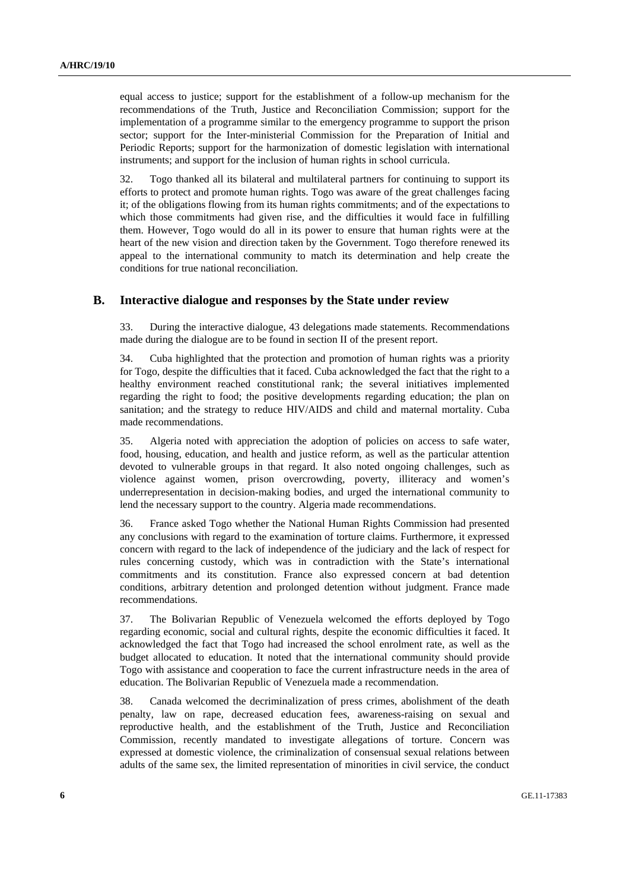equal access to justice; support for the establishment of a follow-up mechanism for the recommendations of the Truth, Justice and Reconciliation Commission; support for the implementation of a programme similar to the emergency programme to support the prison sector; support for the Inter-ministerial Commission for the Preparation of Initial and Periodic Reports; support for the harmonization of domestic legislation with international instruments; and support for the inclusion of human rights in school curricula.

32. Togo thanked all its bilateral and multilateral partners for continuing to support its efforts to protect and promote human rights. Togo was aware of the great challenges facing it; of the obligations flowing from its human rights commitments; and of the expectations to which those commitments had given rise, and the difficulties it would face in fulfilling them. However, Togo would do all in its power to ensure that human rights were at the heart of the new vision and direction taken by the Government. Togo therefore renewed its appeal to the international community to match its determination and help create the conditions for true national reconciliation.

## B. Interactive dialogue and responses by the State under review

33. During the interactive dialogue, 43 delegations made statements. Recommendations made during the dialogue are to be found in section II of the present report.

34. Cuba highlighted that the protection and promotion of human rights was a priority for Togo, despite the difficulties that it faced. Cuba acknowledged the fact that the right to a healthy environment reached constitutional rank; the several initiatives implemented regarding the right to food; the positive developments regarding education; the plan on sanitation; and the strategy to reduce HIV/AIDS and child and maternal mortality. Cuba made recommendations.

35. Algeria noted with appreciation the adoption of policies on access to safe water, food, housing, education, and health and justice reform, as well as the particular attention devoted to vulnerable groups in that regard. It also noted ongoing challenges, such as violence against women, prison overcrowding, poverty, illiteracy and women's underrepresentation in decision-making bodies, and urged the international community to lend the necessary support to the country. Algeria made recommendations.

36. France asked Togo whether the National Human Rights Commission had presented any conclusions with regard to the examination of torture claims. Furthermore, it expressed concern with regard to the lack of independence of the judiciary and the lack of respect for rules concerning custody, which was in contradiction with the State's international commitments and its constitution. France also expressed concern at bad detention conditions, arbitrary detention and prolonged detention without judgment. France made recommendations.

37. The Bolivarian Republic of Venezuela welcomed the efforts deployed by Togo regarding economic, social and cultural rights, despite the economic difficulties it faced. It acknowledged the fact that Togo had increased the school enrolment rate, as well as the budget allocated to education. It noted that the international community should provide Togo with assistance and cooperation to face the current infrastructure needs in the area of education. The Bolivarian Republic of Venezuela made a recommendation.

38. Canada welcomed the decriminalization of press crimes, abolishment of the death penalty, law on rape, decreased education fees, awareness-raising on sexual and reproductive health, and the establishment of the Truth, Justice and Reconciliation Commission, recently mandated to investigate allegations of torture. Concern was expressed at domestic violence, the criminalization of consensual sexual relations between adults of the same sex, the limited representation of minorities in civil service, the conduct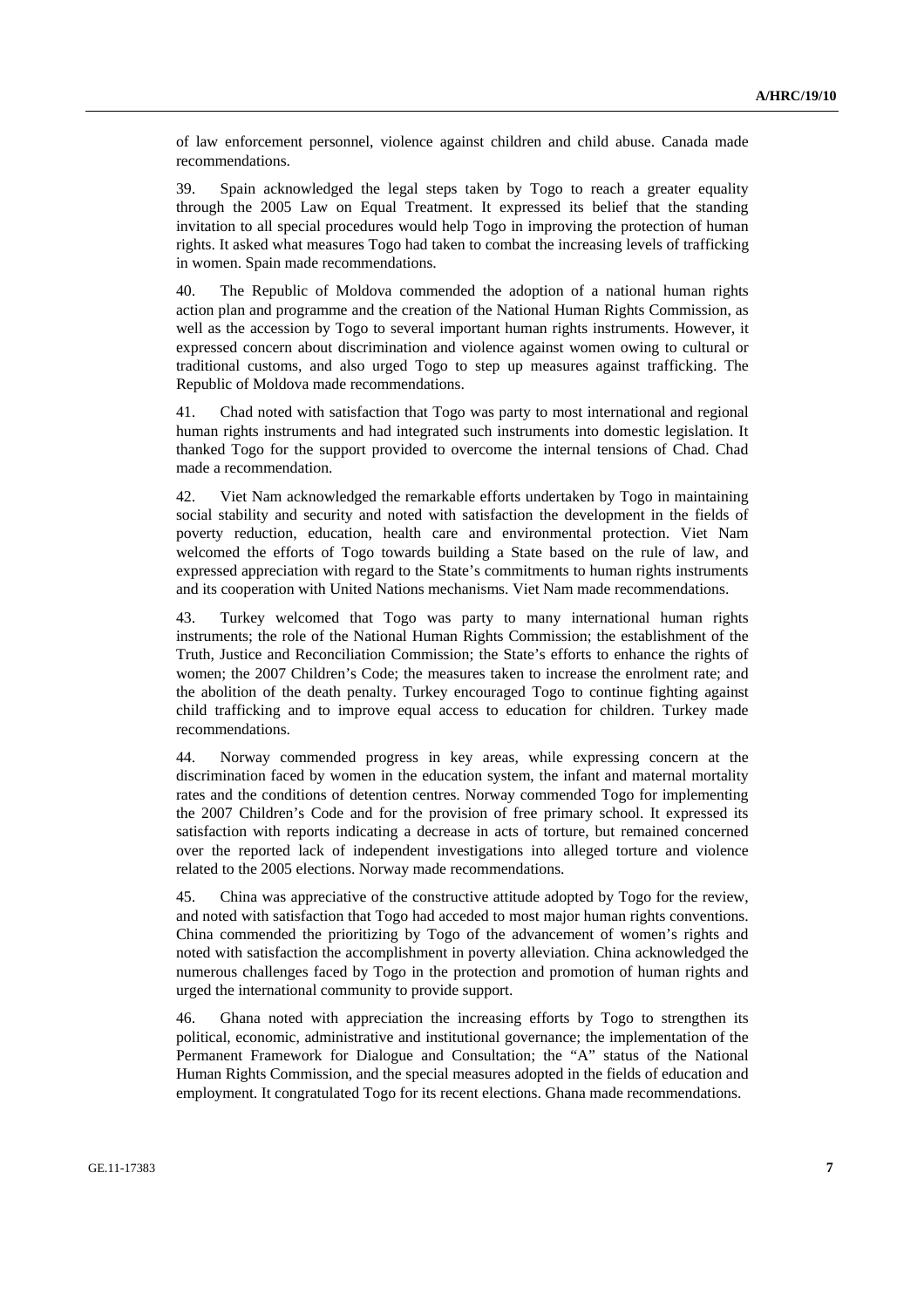of law enforcement personnel, violence against children and child abuse. Canada made recommendations.

39. Spain acknowledged the legal steps taken by Togo to reach a greater equality through the 2005 Law on Equal Treatment. It expressed its belief that the standing invitation to all special procedures would help Togo in improving the protection of human rights. It asked what measures Togo had taken to combat the increasing levels of trafficking in women. Spain made recommendations.

40. The Republic of Moldova commended the adoption of a national human rights action plan and programme and the creation of the National Human Rights Commission, as well as the accession by Togo to several important human rights instruments. However, it expressed concern about discrimination and violence against women owing to cultural or traditional customs, and also urged Togo to step up measures against trafficking. The Republic of Moldova made recommendations.

41. Chad noted with satisfaction that Togo was party to most international and regional human rights instruments and had integrated such instruments into domestic legislation. It thanked Togo for the support provided to overcome the internal tensions of Chad. Chad made a recommendation.

42. Viet Nam acknowledged the remarkable efforts undertaken by Togo in maintaining social stability and security and noted with satisfaction the development in the fields of poverty reduction, education, health care and environmental protection. Viet Nam welcomed the efforts of Togo towards building a State based on the rule of law, and expressed appreciation with regard to the State's commitments to human rights instruments and its cooperation with United Nations mechanisms. Viet Nam made recommendations.

43. Turkey welcomed that Togo was party to many international human rights instruments; the role of the National Human Rights Commission; the establishment of the Truth, Justice and Reconciliation Commission; the State's efforts to enhance the rights of women; the 2007 Children's Code; the measures taken to increase the enrolment rate; and the abolition of the death penalty. Turkey encouraged Togo to continue fighting against child trafficking and to improve equal access to education for children. Turkey made recommendations.

44. Norway commended progress in key areas, while expressing concern at the discrimination faced by women in the education system, the infant and maternal mortality rates and the conditions of detention centres. Norway commended Togo for implementing the 2007 Children's Code and for the provision of free primary school. It expressed its satisfaction with reports indicating a decrease in acts of torture, but remained concerned over the reported lack of independent investigations into alleged torture and violence related to the 2005 elections. Norway made recommendations.

45. China was appreciative of the constructive attitude adopted by Togo for the review, and noted with satisfaction that Togo had acceded to most major human rights conventions. China commended the prioritizing by Togo of the advancement of women's rights and noted with satisfaction the accomplishment in poverty alleviation. China acknowledged the numerous challenges faced by Togo in the protection and promotion of human rights and urged the international community to provide support.

46. Ghana noted with appreciation the increasing efforts by Togo to strengthen its political, economic, administrative and institutional governance; the implementation of the Permanent Framework for Dialogue and Consultation; the "A" status of the National Human Rights Commission, and the special measures adopted in the fields of education and employment. It congratulated Togo for its recent elections. Ghana made recommendations.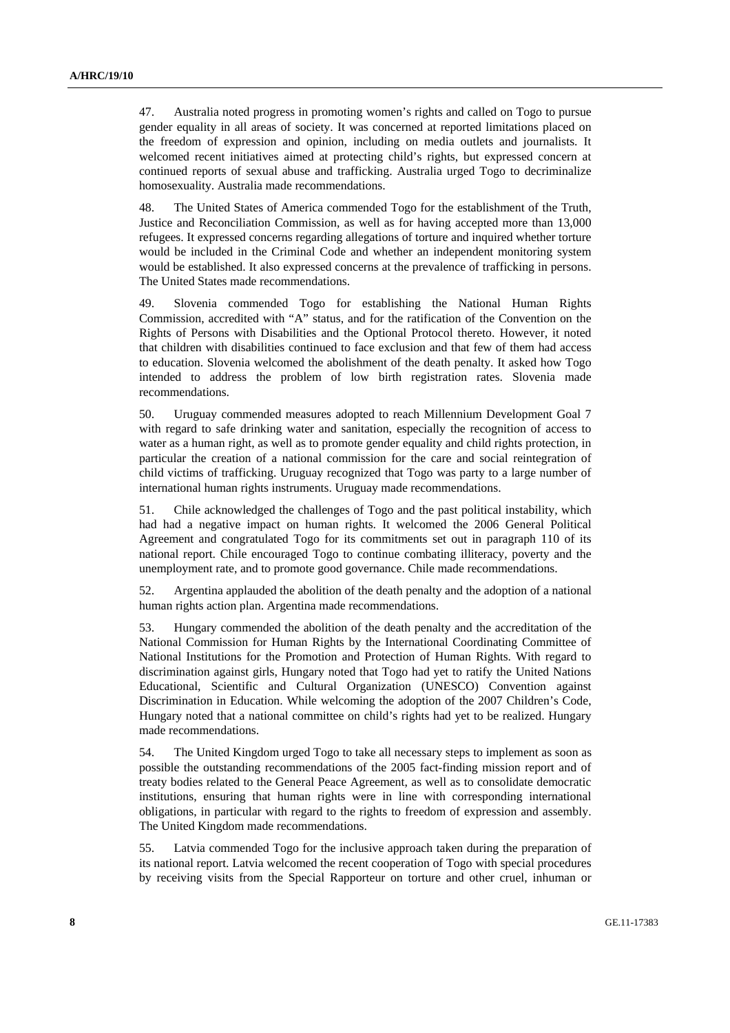47. Australia noted progress in promoting women's rights and called on Togo to pursue gender equality in all areas of society. It was concerned at reported limitations placed on the freedom of expression and opinion, including on media outlets and journalists. It welcomed recent initiatives aimed at protecting child's rights, but expressed concern at continued reports of sexual abuse and trafficking. Australia urged Togo to decriminalize homosexuality. Australia made recommendations.

48. The United States of America commended Togo for the establishment of the Truth, Justice and Reconciliation Commission, as well as for having accepted more than 13,000 refugees. It expressed concerns regarding allegations of torture and inquired whether torture would be included in the Criminal Code and whether an independent monitoring system would be established. It also expressed concerns at the prevalence of trafficking in persons. The United States made recommendations.

49. Slovenia commended Togo for establishing the National Human Rights Commission, accredited with "A" status, and for the ratification of the Convention on the Rights of Persons with Disabilities and the Optional Protocol thereto. However, it noted that children with disabilities continued to face exclusion and that few of them had access to education. Slovenia welcomed the abolishment of the death penalty. It asked how Togo intended to address the problem of low birth registration rates. Slovenia made recommendations.

50. Uruguay commended measures adopted to reach Millennium Development Goal 7 with regard to safe drinking water and sanitation, especially the recognition of access to water as a human right, as well as to promote gender equality and child rights protection, in particular the creation of a national commission for the care and social reintegration of child victims of trafficking. Uruguay recognized that Togo was party to a large number of international human rights instruments. Uruguay made recommendations.

51. Chile acknowledged the challenges of Togo and the past political instability, which had had a negative impact on human rights. It welcomed the 2006 General Political Agreement and congratulated Togo for its commitments set out in paragraph 110 of its national report. Chile encouraged Togo to continue combating illiteracy, poverty and the unemployment rate, and to promote good governance. Chile made recommendations.

52. Argentina applauded the abolition of the death penalty and the adoption of a national human rights action plan. Argentina made recommendations.

53. Hungary commended the abolition of the death penalty and the accreditation of the National Commission for Human Rights by the International Coordinating Committee of National Institutions for the Promotion and Protection of Human Rights. With regard to discrimination against girls, Hungary noted that Togo had yet to ratify the United Nations Educational, Scientific and Cultural Organization (UNESCO) Convention against Discrimination in Education. While welcoming the adoption of the 2007 Children's Code, Hungary noted that a national committee on child's rights had yet to be realized. Hungary made recommendations.

54. The United Kingdom urged Togo to take all necessary steps to implement as soon as possible the outstanding recommendations of the 2005 fact-finding mission report and of treaty bodies related to the General Peace Agreement, as well as to consolidate democratic institutions, ensuring that human rights were in line with corresponding international obligations, in particular with regard to the rights to freedom of expression and assembly. The United Kingdom made recommendations.

55. Latvia commended Togo for the inclusive approach taken during the preparation of its national report. Latvia welcomed the recent cooperation of Togo with special procedures by receiving visits from the Special Rapporteur on torture and other cruel, inhuman or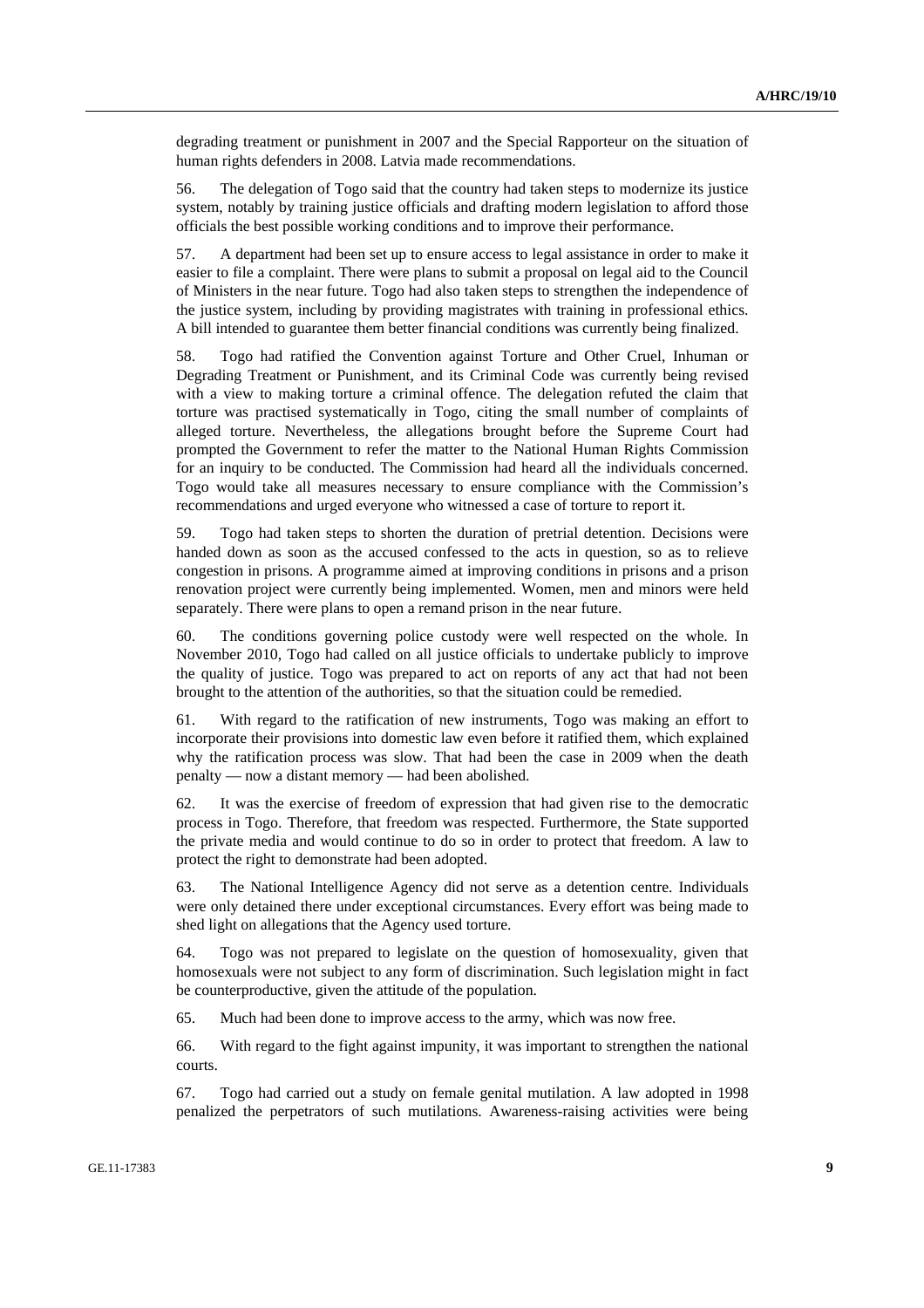degrading treatment or punishment in 2007 and the Special Rapporteur on the situation of human rights defenders in 2008. Latvia made recommendations.

56. The delegation of Togo said that the country had taken steps to modernize its justice system, notably by training justice officials and drafting modern legislation to afford those officials the best possible working conditions and to improve their performance.

57. A department had been set up to ensure access to legal assistance in order to make it easier to file a complaint. There were plans to submit a proposal on legal aid to the Council of Ministers in the near future. Togo had also taken steps to strengthen the independence of the justice system, including by providing magistrates with training in professional ethics. A bill intended to guarantee them better financial conditions was currently being finalized.

58. Togo had ratified the Convention against Torture and Other Cruel, Inhuman or Degrading Treatment or Punishment, and its Criminal Code was currently being revised with a view to making torture a criminal offence. The delegation refuted the claim that torture was practised systematically in Togo, citing the small number of complaints of alleged torture. Nevertheless, the allegations brought before the Supreme Court had prompted the Government to refer the matter to the National Human Rights Commission for an inquiry to be conducted. The Commission had heard all the individuals concerned. Togo would take all measures necessary to ensure compliance with the Commission's recommendations and urged everyone who witnessed a case of torture to report it.

59. Togo had taken steps to shorten the duration of pretrial detention. Decisions were handed down as soon as the accused confessed to the acts in question, so as to relieve congestion in prisons. A programme aimed at improving conditions in prisons and a prison renovation project were currently being implemented. Women, men and minors were held separately. There were plans to open a remand prison in the near future.

60. The conditions governing police custody were well respected on the whole. In November 2010, Togo had called on all justice officials to undertake publicly to improve the quality of justice. Togo was prepared to act on reports of any act that had not been brought to the attention of the authorities, so that the situation could be remedied.

61. With regard to the ratification of new instruments, Togo was making an effort to incorporate their provisions into domestic law even before it ratified them, which explained why the ratification process was slow. That had been the case in 2009 when the death penalty — now a distant memory — had been abolished.

62. It was the exercise of freedom of expression that had given rise to the democratic process in Togo. Therefore, that freedom was respected. Furthermore, the State supported the private media and would continue to do so in order to protect that freedom. A law to protect the right to demonstrate had been adopted.

63. The National Intelligence Agency did not serve as a detention centre. Individuals were only detained there under exceptional circumstances. Every effort was being made to shed light on allegations that the Agency used torture.

64. Togo was not prepared to legislate on the question of homosexuality, given that homosexuals were not subject to any form of discrimination. Such legislation might in fact be counterproductive, given the attitude of the population.

65. Much had been done to improve access to the army, which was now free.

66. With regard to the fight against impunity, it was important to strengthen the national courts.

67. Togo had carried out a study on female genital mutilation. A law adopted in 1998 penalized the perpetrators of such mutilations. Awareness-raising activities were being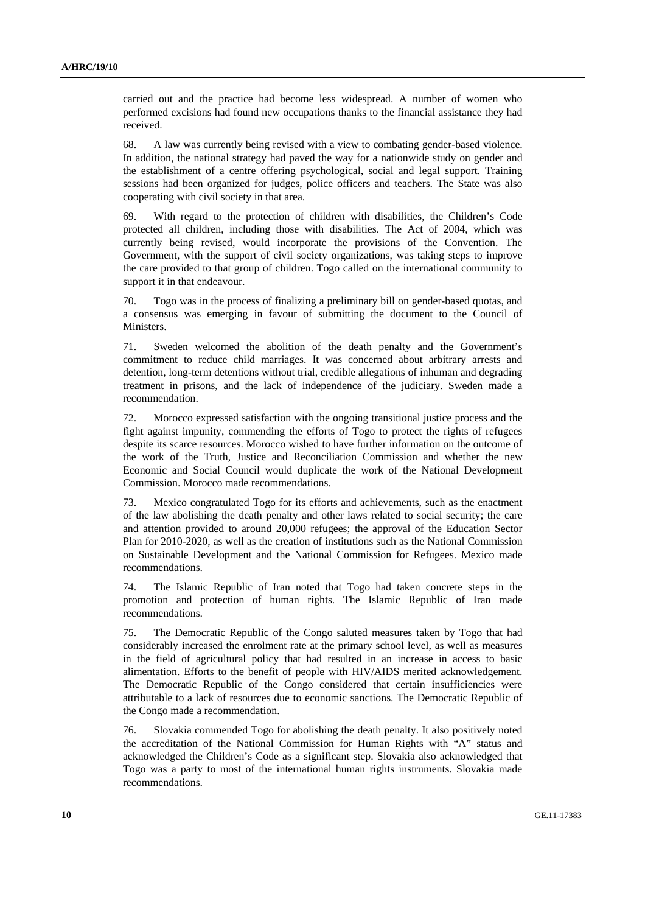carried out and the practice had become less widespread. A number of women who performed excisions had found new occupations thanks to the financial assistance they had received.

68. A law was currently being revised with a view to combating gender-based violence. In addition, the national strategy had paved the way for a nationwide study on gender and the establishment of a centre offering psychological, social and legal support. Training sessions had been organized for judges, police officers and teachers. The State was also cooperating with civil society in that area.

69. With regard to the protection of children with disabilities, the Children's Code protected all children, including those with disabilities. The Act of 2004, which was currently being revised, would incorporate the provisions of the Convention. The Government, with the support of civil society organizations, was taking steps to improve the care provided to that group of children. Togo called on the international community to support it in that endeavour.

70. Togo was in the process of finalizing a preliminary bill on gender-based quotas, and a consensus was emerging in favour of submitting the document to the Council of Ministers.

71. Sweden welcomed the abolition of the death penalty and the Government's commitment to reduce child marriages. It was concerned about arbitrary arrests and detention, long-term detentions without trial, credible allegations of inhuman and degrading treatment in prisons, and the lack of independence of the judiciary. Sweden made a recommendation.

72. Morocco expressed satisfaction with the ongoing transitional justice process and the fight against impunity, commending the efforts of Togo to protect the rights of refugees despite its scarce resources. Morocco wished to have further information on the outcome of the work of the Truth, Justice and Reconciliation Commission and whether the new Economic and Social Council would duplicate the work of the National Development Commission. Morocco made recommendations.

73. Mexico congratulated Togo for its efforts and achievements, such as the enactment of the law abolishing the death penalty and other laws related to social security; the care and attention provided to around 20,000 refugees; the approval of the Education Sector Plan for 2010-2020, as well as the creation of institutions such as the National Commission on Sustainable Development and the National Commission for Refugees. Mexico made recommendations.

74. The Islamic Republic of Iran noted that Togo had taken concrete steps in the promotion and protection of human rights. The Islamic Republic of Iran made recommendations.

75. The Democratic Republic of the Congo saluted measures taken by Togo that had considerably increased the enrolment rate at the primary school level, as well as measures in the field of agricultural policy that had resulted in an increase in access to basic alimentation. Efforts to the benefit of people with HIV/AIDS merited acknowledgement. The Democratic Republic of the Congo considered that certain insufficiencies were attributable to a lack of resources due to economic sanctions. The Democratic Republic of the Congo made a recommendation.

76. Slovakia commended Togo for abolishing the death penalty. It also positively noted the accreditation of the National Commission for Human Rights with "A" status and acknowledged the Children's Code as a significant step. Slovakia also acknowledged that Togo was a party to most of the international human rights instruments. Slovakia made recommendations.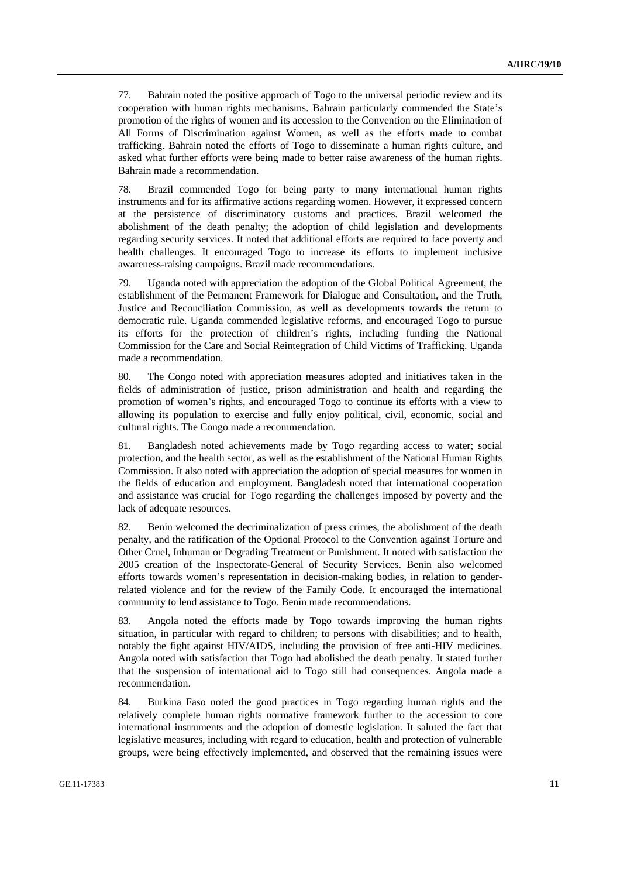77. Bahrain noted the positive approach of Togo to the universal periodic review and its cooperation with human rights mechanisms. Bahrain particularly commended the State's promotion of the rights of women and its accession to the Convention on the Elimination of All Forms of Discrimination against Women, as well as the efforts made to combat trafficking. Bahrain noted the efforts of Togo to disseminate a human rights culture, and asked what further efforts were being made to better raise awareness of the human rights. Bahrain made a recommendation.

78. Brazil commended Togo for being party to many international human rights instruments and for its affirmative actions regarding women. However, it expressed concern at the persistence of discriminatory customs and practices. Brazil welcomed the abolishment of the death penalty; the adoption of child legislation and developments regarding security services. It noted that additional efforts are required to face poverty and health challenges. It encouraged Togo to increase its efforts to implement inclusive awareness-raising campaigns. Brazil made recommendations.

79. Uganda noted with appreciation the adoption of the Global Political Agreement, the establishment of the Permanent Framework for Dialogue and Consultation, and the Truth, Justice and Reconciliation Commission, as well as developments towards the return to democratic rule. Uganda commended legislative reforms, and encouraged Togo to pursue its efforts for the protection of children's rights, including funding the National Commission for the Care and Social Reintegration of Child Victims of Trafficking. Uganda made a recommendation.

80. The Congo noted with appreciation measures adopted and initiatives taken in the fields of administration of justice, prison administration and health and regarding the promotion of women's rights, and encouraged Togo to continue its efforts with a view to allowing its population to exercise and fully enjoy political, civil, economic, social and cultural rights. The Congo made a recommendation.

81. Bangladesh noted achievements made by Togo regarding access to water; social protection, and the health sector, as well as the establishment of the National Human Rights Commission. It also noted with appreciation the adoption of special measures for women in the fields of education and employment. Bangladesh noted that international cooperation and assistance was crucial for Togo regarding the challenges imposed by poverty and the lack of adequate resources.

82. Benin welcomed the decriminalization of press crimes, the abolishment of the death penalty, and the ratification of the Optional Protocol to the Convention against Torture and Other Cruel, Inhuman or Degrading Treatment or Punishment. It noted with satisfaction the 2005 creation of the Inspectorate-General of Security Services. Benin also welcomed efforts towards women's representation in decision-making bodies, in relation to gender-related violence and for the review of the Family Code. It encouraged the international community to lend assistance to Togo. Benin made recommendations.

83. Angola noted the efforts made by Togo towards improving the human rights situation, in particular with regard to children; to persons with disabilities; and to health, notably the fight against HIV/AIDS, including the provision of free anti-HIV medicines. Angola noted with satisfaction that Togo had abolished the death penalty. It stated further that the suspension of international aid to Togo still had consequences. Angola made a recommendation.

84. Burkina Faso noted the good practices in Togo regarding human rights and the relatively complete human rights normative framework further to the accession to core international instruments and the adoption of domestic legislation. It saluted the fact that legislative measures, including with regard to education, health and protection of vulnerable groups, were being effectively implemented, and observed that the remaining issues were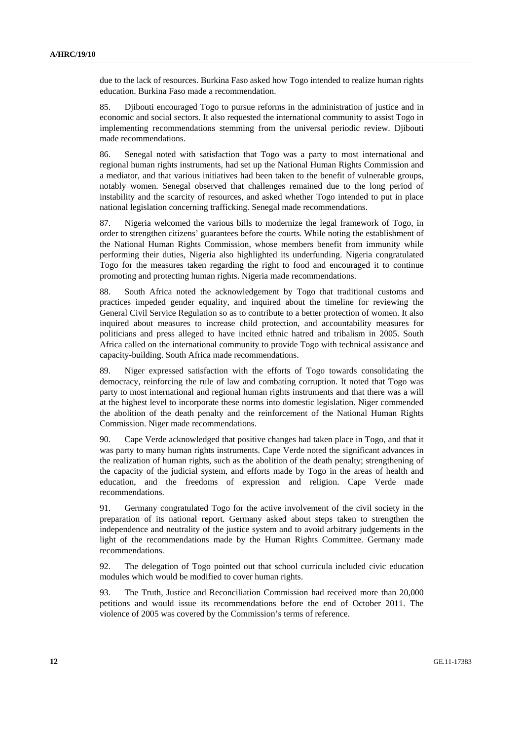due to the lack of resources. Burkina Faso asked how Togo intended to realize human rights education. Burkina Faso made a recommendation.

85. Djibouti encouraged Togo to pursue reforms in the administration of justice and in economic and social sectors. It also requested the international community to assist Togo in implementing recommendations stemming from the universal periodic review. Djibouti made recommendations.

86. Senegal noted with satisfaction that Togo was a party to most international and regional human rights instruments, had set up the National Human Rights Commission and a mediator, and that various initiatives had been taken to the benefit of vulnerable groups, notably women. Senegal observed that challenges remained due to the long period of instability and the scarcity of resources, and asked whether Togo intended to put in place national legislation concerning trafficking. Senegal made recommendations.

87. Nigeria welcomed the various bills to modernize the legal framework of Togo, in order to strengthen citizens' guarantees before the courts. While noting the establishment of the National Human Rights Commission, whose members benefit from immunity while performing their duties, Nigeria also highlighted its underfunding. Nigeria congratulated Togo for the measures taken regarding the right to food and encouraged it to continue promoting and protecting human rights. Nigeria made recommendations.

88. South Africa noted the acknowledgement by Togo that traditional customs and practices impeded gender equality, and inquired about the timeline for reviewing the General Civil Service Regulation so as to contribute to a better protection of women. It also inquired about measures to increase child protection, and accountability measures for politicians and press alleged to have incited ethnic hatred and tribalism in 2005. South Africa called on the international community to provide Togo with technical assistance and capacity-building. South Africa made recommendations.

89. Niger expressed satisfaction with the efforts of Togo towards consolidating the democracy, reinforcing the rule of law and combating corruption. It noted that Togo was party to most international and regional human rights instruments and that there was a will at the highest level to incorporate these norms into domestic legislation. Niger commended the abolition of the death penalty and the reinforcement of the National Human Rights Commission. Niger made recommendations.

90. Cape Verde acknowledged that positive changes had taken place in Togo, and that it was party to many human rights instruments. Cape Verde noted the significant advances in the realization of human rights, such as the abolition of the death penalty; strengthening of the capacity of the judicial system, and efforts made by Togo in the areas of health and education, and the freedoms of expression and religion. Cape Verde made recommendations.

91. Germany congratulated Togo for the active involvement of the civil society in the preparation of its national report. Germany asked about steps taken to strengthen the independence and neutrality of the justice system and to avoid arbitrary judgements in the light of the recommendations made by the Human Rights Committee. Germany made recommendations.

92. The delegation of Togo pointed out that school curricula included civic education modules which would be modified to cover human rights.

93. The Truth, Justice and Reconciliation Commission had received more than 20,000 petitions and would issue its recommendations before the end of October 2011. The violence of 2005 was covered by the Commission's terms of reference.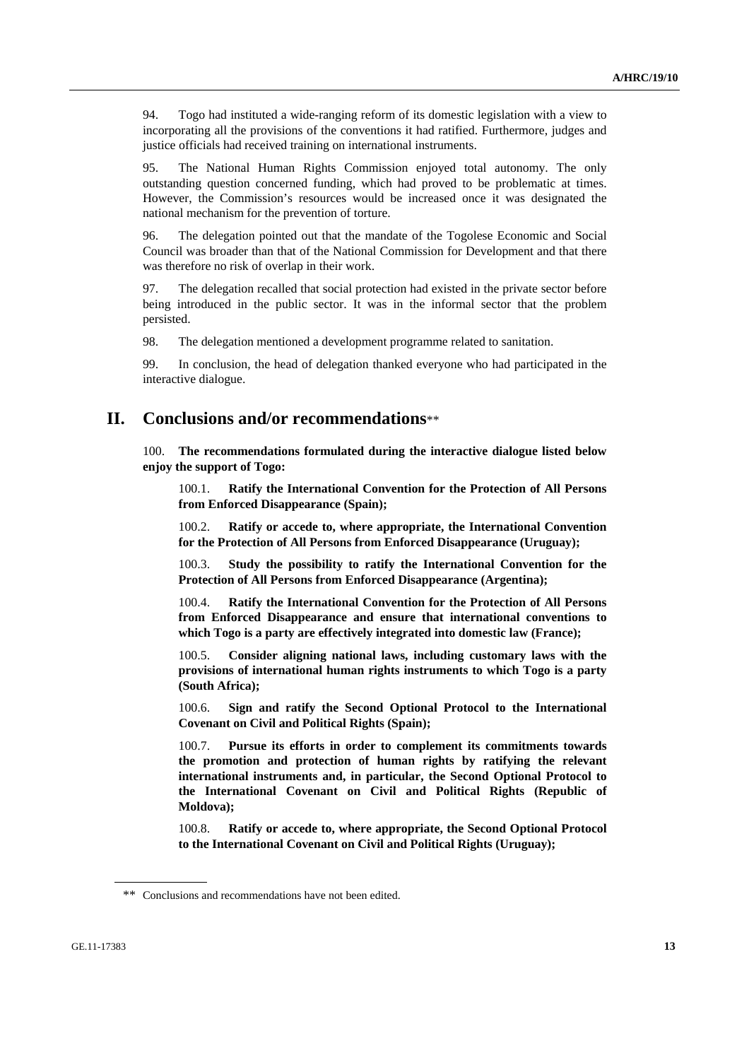94. Togo had instituted a wide-ranging reform of its domestic legislation with a view to incorporating all the provisions of the conventions it had ratified. Furthermore, judges and justice officials had received training on international instruments.

95. The National Human Rights Commission enjoyed total autonomy. The only outstanding question concerned funding, which had proved to be problematic at times. However, the Commission's resources would be increased once it was designated the national mechanism for the prevention of torture.

96. The delegation pointed out that the mandate of the Togolese Economic and Social Council was broader than that of the National Commission for Development and that there was therefore no risk of overlap in their work.

97. The delegation recalled that social protection had existed in the private sector before being introduced in the public sector. It was in the informal sector that the problem persisted.

98. The delegation mentioned a development programme related to sanitation.

99. In conclusion, the head of delegation thanked everyone who had participated in the interactive dialogue.

## II. Conclusions and/or recommendations**

100. **The recommendations formulated during the interactive dialogue listed below enjoy the support of Togo:**

100.1. **Ratify the International Convention for the Protection of All Persons from Enforced Disappearance (Spain);**

100.2. **Ratify or accede to, where appropriate, the International Convention for the Protection of All Persons from Enforced Disappearance (Uruguay);**

100.3. **Study the possibility to ratify the International Convention for the Protection of All Persons from Enforced Disappearance (Argentina);**

100.4. **Ratify the International Convention for the Protection of All Persons from Enforced Disappearance and ensure that international conventions to which Togo is a party are effectively integrated into domestic law (France);**

100.5. **Consider aligning national laws, including customary laws with the provisions of international human rights instruments to which Togo is a party (South Africa);**

100.6. **Sign and ratify the Second Optional Protocol to the International Covenant on Civil and Political Rights (Spain);**

100.7. **Pursue its efforts in order to complement its commitments towards the promotion and protection of human rights by ratifying the relevant international instruments and, in particular, the Second Optional Protocol to the International Covenant on Civil and Political Rights (Republic of Moldova);**

100.8. **Ratify or accede to, where appropriate, the Second Optional Protocol to the International Covenant on Civil and Political Rights (Uruguay);**

** Conclusions and recommendations have not been edited.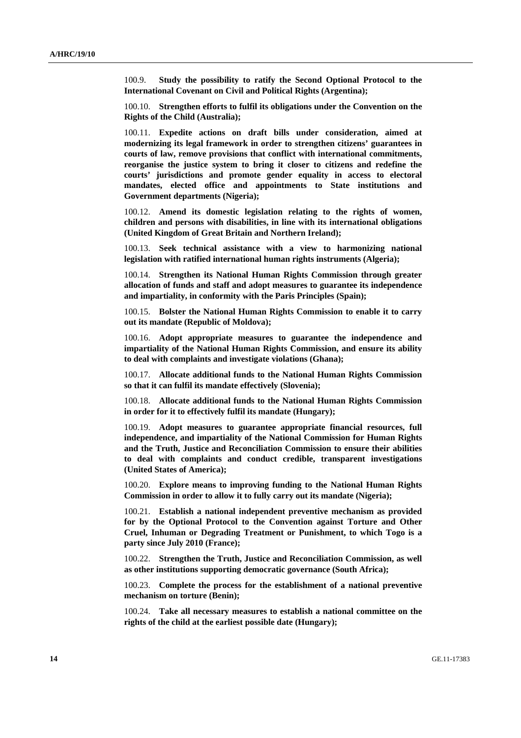100.9. **Study the possibility to ratify the Second Optional Protocol to the International Covenant on Civil and Political Rights (Argentina);**

100.10. **Strengthen efforts to fulfil its obligations under the Convention on the Rights of the Child (Australia);**

100.11. **Expedite actions on draft bills under consideration, aimed at modernizing its legal framework in order to strengthen citizens' guarantees in courts of law, remove provisions that conflict with international commitments, reorganise the justice system to bring it closer to citizens and redefine the courts' jurisdictions and promote gender equality in access to electoral mandates, elected office and appointments to State institutions and Government departments (Nigeria);**

100.12. **Amend its domestic legislation relating to the rights of women, children and persons with disabilities, in line with its international obligations (United Kingdom of Great Britain and Northern Ireland);**

100.13. **Seek technical assistance with a view to harmonizing national legislation with ratified international human rights instruments (Algeria);**

100.14. **Strengthen its National Human Rights Commission through greater allocation of funds and staff and adopt measures to guarantee its independence and impartiality, in conformity with the Paris Principles (Spain);**

100.15. **Bolster the National Human Rights Commission to enable it to carry out its mandate (Republic of Moldova);**

100.16. **Adopt appropriate measures to guarantee the independence and impartiality of the National Human Rights Commission, and ensure its ability to deal with complaints and investigate violations (Ghana);**

100.17. **Allocate additional funds to the National Human Rights Commission so that it can fulfil its mandate effectively (Slovenia);**

100.18. **Allocate additional funds to the National Human Rights Commission in order for it to effectively fulfil its mandate (Hungary);**

100.19. **Adopt measures to guarantee appropriate financial resources, full independence, and impartiality of the National Commission for Human Rights and the Truth, Justice and Reconciliation Commission to ensure their abilities to deal with complaints and conduct credible, transparent investigations (United States of America);**

100.20. **Explore means to improving funding to the National Human Rights Commission in order to allow it to fully carry out its mandate (Nigeria);**

100.21. **Establish a national independent preventive mechanism as provided for by the Optional Protocol to the Convention against Torture and Other Cruel, Inhuman or Degrading Treatment or Punishment, to which Togo is a party since July 2010 (France);**

100.22. **Strengthen the Truth, Justice and Reconciliation Commission, as well as other institutions supporting democratic governance (South Africa);**

100.23. **Complete the process for the establishment of a national preventive mechanism on torture (Benin);**

100.24. **Take all necessary measures to establish a national committee on the rights of the child at the earliest possible date (Hungary);**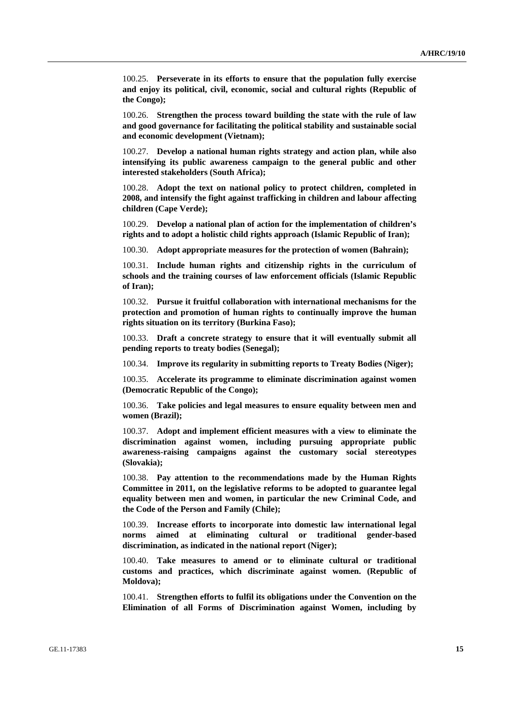100.25. **Perseverate in its efforts to ensure that the population fully exercise and enjoy its political, civil, economic, social and cultural rights (Republic of the Congo);**

100.26. **Strengthen the process toward building the state with the rule of law and good governance for facilitating the political stability and sustainable social and economic development (Vietnam);**

100.27. **Develop a national human rights strategy and action plan, while also intensifying its public awareness campaign to the general public and other interested stakeholders (South Africa);**

100.28. **Adopt the text on national policy to protect children, completed in 2008, and intensify the fight against trafficking in children and labour affecting children (Cape Verde);**

100.29. **Develop a national plan of action for the implementation of children's rights and to adopt a holistic child rights approach (Islamic Republic of Iran);**

100.30. **Adopt appropriate measures for the protection of women (Bahrain);**

100.31. **Include human rights and citizenship rights in the curriculum of schools and the training courses of law enforcement officials (Islamic Republic of Iran);**

100.32. **Pursue it fruitful collaboration with international mechanisms for the protection and promotion of human rights to continually improve the human rights situation on its territory (Burkina Faso);**

100.33. **Draft a concrete strategy to ensure that it will eventually submit all pending reports to treaty bodies (Senegal);**

100.34. **Improve its regularity in submitting reports to Treaty Bodies (Niger);**

100.35. **Accelerate its programme to eliminate discrimination against women (Democratic Republic of the Congo);**

100.36. **Take policies and legal measures to ensure equality between men and women (Brazil);**

100.37. **Adopt and implement efficient measures with a view to eliminate the discrimination against women, including pursuing appropriate public awareness-raising campaigns against the customary social stereotypes (Slovakia);**

100.38. **Pay attention to the recommendations made by the Human Rights Committee in 2011, on the legislative reforms to be adopted to guarantee legal equality between men and women, in particular the new Criminal Code, and the Code of the Person and Family (Chile);**

100.39. **Increase efforts to incorporate into domestic law international legal norms aimed at eliminating cultural or traditional gender-based discrimination, as indicated in the national report (Niger);**

100.40. **Take measures to amend or to eliminate cultural or traditional customs and practices, which discriminate against women. (Republic of Moldova);**

100.41. **Strengthen efforts to fulfil its obligations under the Convention on the Elimination of all Forms of Discrimination against Women, including by**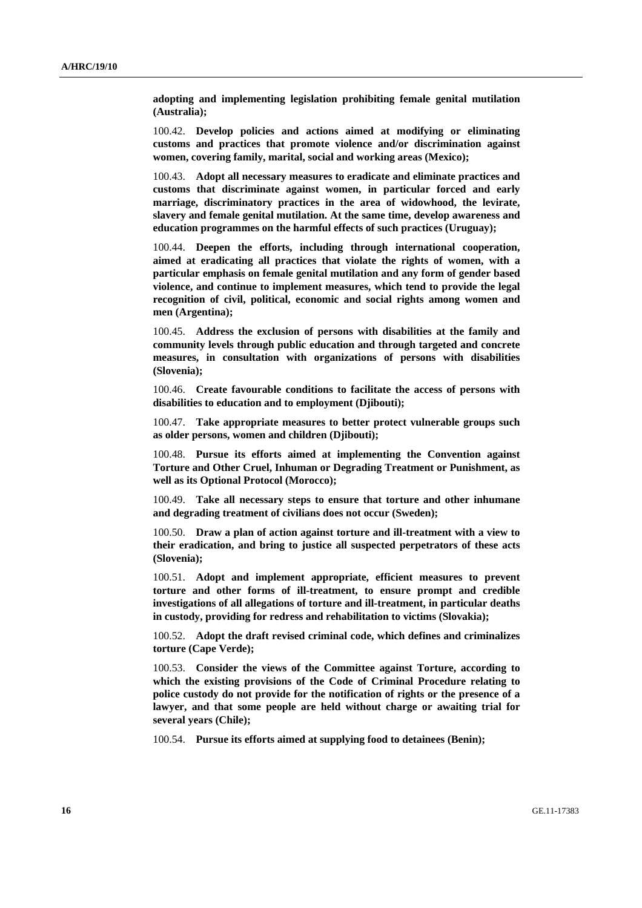**adopting and implementing legislation prohibiting female genital mutilation (Australia);**

100.42. **Develop policies and actions aimed at modifying or eliminating customs and practices that promote violence and/or discrimination against women, covering family, marital, social and working areas (Mexico);**

100.43. **Adopt all necessary measures to eradicate and eliminate practices and customs that discriminate against women, in particular forced and early marriage, discriminatory practices in the area of widowhood, the levirate, slavery and female genital mutilation. At the same time, develop awareness and education programmes on the harmful effects of such practices (Uruguay);**

100.44. **Deepen the efforts, including through international cooperation, aimed at eradicating all practices that violate the rights of women, with a particular emphasis on female genital mutilation and any form of gender based violence, and continue to implement measures, which tend to provide the legal recognition of civil, political, economic and social rights among women and men (Argentina);**

100.45. **Address the exclusion of persons with disabilities at the family and community levels through public education and through targeted and concrete measures, in consultation with organizations of persons with disabilities (Slovenia);**

100.46. **Create favourable conditions to facilitate the access of persons with disabilities to education and to employment (Djibouti);**

100.47. **Take appropriate measures to better protect vulnerable groups such as older persons, women and children (Djibouti);**

100.48. **Pursue its efforts aimed at implementing the Convention against Torture and Other Cruel, Inhuman or Degrading Treatment or Punishment, as well as its Optional Protocol (Morocco);**

100.49. **Take all necessary steps to ensure that torture and other inhumane and degrading treatment of civilians does not occur (Sweden);**

100.50. **Draw a plan of action against torture and ill-treatment with a view to their eradication, and bring to justice all suspected perpetrators of these acts (Slovenia);**

100.51. **Adopt and implement appropriate, efficient measures to prevent torture and other forms of ill-treatment, to ensure prompt and credible investigations of all allegations of torture and ill-treatment, in particular deaths in custody, providing for redress and rehabilitation to victims (Slovakia);**

100.52. **Adopt the draft revised criminal code, which defines and criminalizes torture (Cape Verde);**

100.53. **Consider the views of the Committee against Torture, according to which the existing provisions of the Code of Criminal Procedure relating to police custody do not provide for the notification of rights or the presence of a lawyer, and that some people are held without charge or awaiting trial for several years (Chile);**

100.54. **Pursue its efforts aimed at supplying food to detainees (Benin);**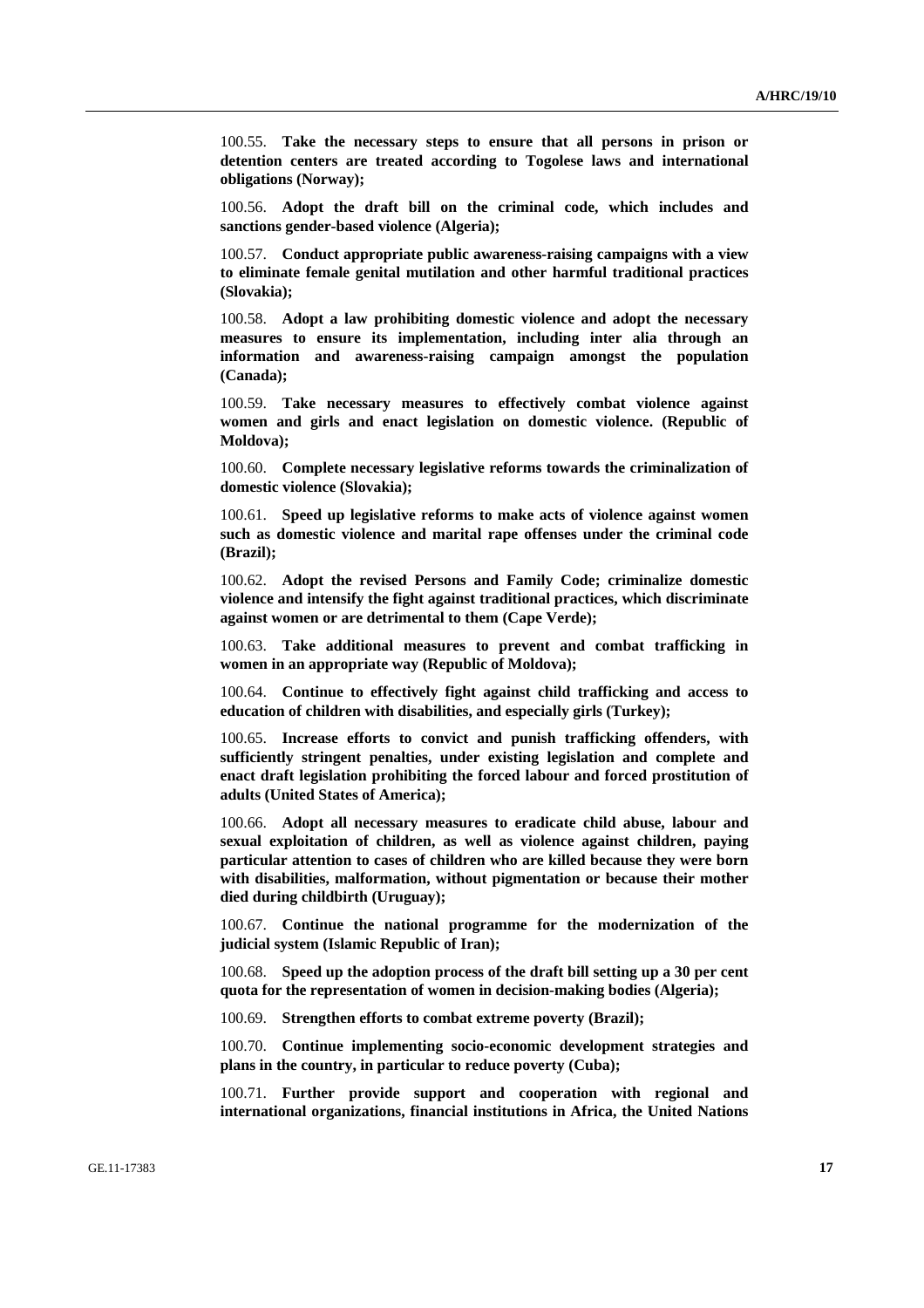100.55. **Take the necessary steps to ensure that all persons in prison or detention centers are treated according to Togolese laws and international obligations (Norway);**

100.56. **Adopt the draft bill on the criminal code, which includes and sanctions gender-based violence (Algeria);**

100.57. **Conduct appropriate public awareness-raising campaigns with a view to eliminate female genital mutilation and other harmful traditional practices (Slovakia);**

100.58. **Adopt a law prohibiting domestic violence and adopt the necessary measures to ensure its implementation, including inter alia through an information and awareness-raising campaign amongst the population (Canada);**

100.59. **Take necessary measures to effectively combat violence against women and girls and enact legislation on domestic violence. (Republic of Moldova);**

100.60. **Complete necessary legislative reforms towards the criminalization of domestic violence (Slovakia);**

100.61. **Speed up legislative reforms to make acts of violence against women such as domestic violence and marital rape offenses under the criminal code (Brazil);**

100.62. **Adopt the revised Persons and Family Code; criminalize domestic violence and intensify the fight against traditional practices, which discriminate against women or are detrimental to them (Cape Verde);**

100.63. **Take additional measures to prevent and combat trafficking in women in an appropriate way (Republic of Moldova);**

100.64. **Continue to effectively fight against child trafficking and access to education of children with disabilities, and especially girls (Turkey);**

100.65. **Increase efforts to convict and punish trafficking offenders, with sufficiently stringent penalties, under existing legislation and complete and enact draft legislation prohibiting the forced labour and forced prostitution of adults (United States of America);**

100.66. **Adopt all necessary measures to eradicate child abuse, labour and sexual exploitation of children, as well as violence against children, paying particular attention to cases of children who are killed because they were born with disabilities, malformation, without pigmentation or because their mother died during childbirth (Uruguay);**

100.67. **Continue the national programme for the modernization of the judicial system (Islamic Republic of Iran);**

100.68. **Speed up the adoption process of the draft bill setting up a 30 per cent quota for the representation of women in decision-making bodies (Algeria);**

100.69. **Strengthen efforts to combat extreme poverty (Brazil);**

100.70. **Continue implementing socio-economic development strategies and plans in the country, in particular to reduce poverty (Cuba);**

100.71. **Further provide support and cooperation with regional and international organizations, financial institutions in Africa, the United Nations**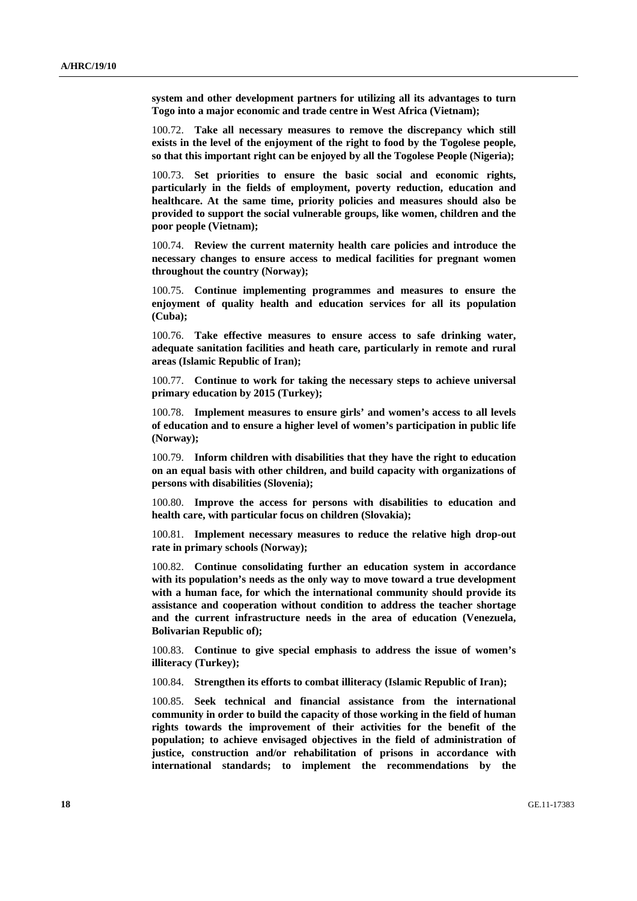**system and other development partners for utilizing all its advantages to turn Togo into a major economic and trade centre in West Africa (Vietnam);**

100.72. **Take all necessary measures to remove the discrepancy which still exists in the level of the enjoyment of the right to food by the Togolese people, so that this important right can be enjoyed by all the Togolese People (Nigeria);**

100.73. **Set priorities to ensure the basic social and economic rights, particularly in the fields of employment, poverty reduction, education and healthcare. At the same time, priority policies and measures should also be provided to support the social vulnerable groups, like women, children and the poor people (Vietnam);**

100.74. **Review the current maternity health care policies and introduce the necessary changes to ensure access to medical facilities for pregnant women throughout the country (Norway);**

100.75. **Continue implementing programmes and measures to ensure the enjoyment of quality health and education services for all its population (Cuba);**

100.76. **Take effective measures to ensure access to safe drinking water, adequate sanitation facilities and heath care, particularly in remote and rural areas (Islamic Republic of Iran);**

100.77. **Continue to work for taking the necessary steps to achieve universal primary education by 2015 (Turkey);**

100.78. **Implement measures to ensure girls' and women's access to all levels of education and to ensure a higher level of women's participation in public life (Norway);**

100.79. **Inform children with disabilities that they have the right to education on an equal basis with other children, and build capacity with organizations of persons with disabilities (Slovenia);**

100.80. **Improve the access for persons with disabilities to education and health care, with particular focus on children (Slovakia);**

100.81. **Implement necessary measures to reduce the relative high drop-out rate in primary schools (Norway);**

100.82. **Continue consolidating further an education system in accordance with its population's needs as the only way to move toward a true development with a human face, for which the international community should provide its assistance and cooperation without condition to address the teacher shortage and the current infrastructure needs in the area of education (Venezuela, Bolivarian Republic of);**

100.83. **Continue to give special emphasis to address the issue of women's illiteracy (Turkey);**

100.84. **Strengthen its efforts to combat illiteracy (Islamic Republic of Iran);**

100.85. **Seek technical and financial assistance from the international community in order to build the capacity of those working in the field of human rights towards the improvement of their activities for the benefit of the population; to achieve envisaged objectives in the field of administration of justice, construction and/or rehabilitation of prisons in accordance with international standards; to implement the recommendations by the**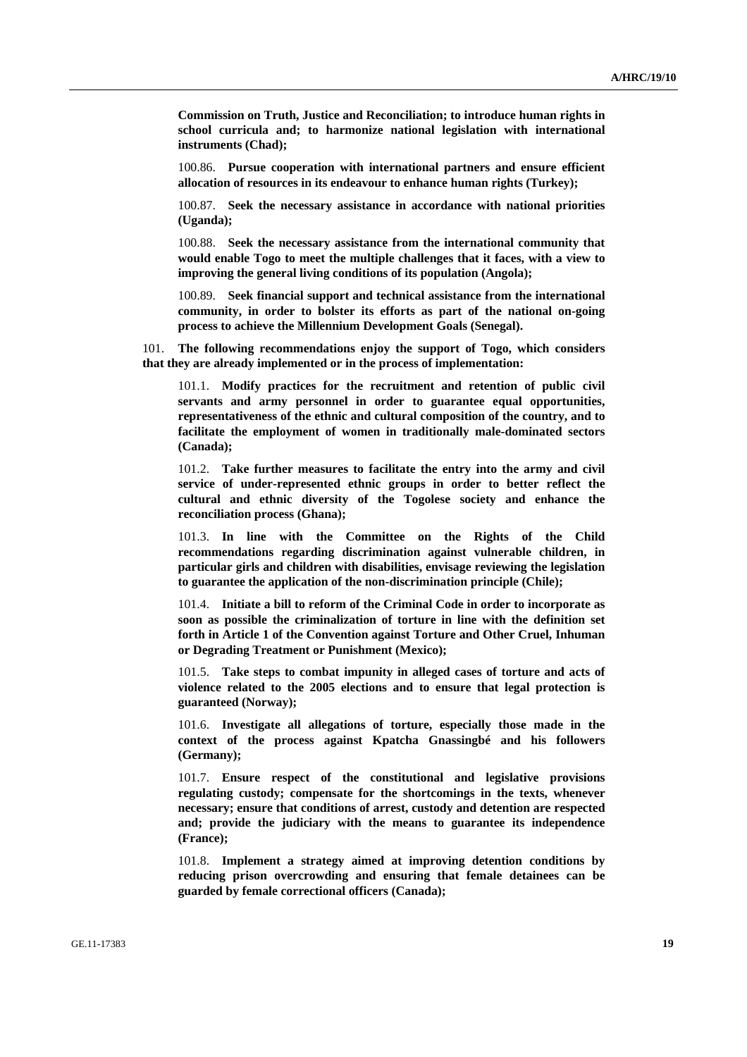**Commission on Truth, Justice and Reconciliation; to introduce human rights in school curricula and; to harmonize national legislation with international instruments (Chad);**

100.86. **Pursue cooperation with international partners and ensure efficient allocation of resources in its endeavour to enhance human rights (Turkey);**

100.87. **Seek the necessary assistance in accordance with national priorities (Uganda);**

100.88. **Seek the necessary assistance from the international community that would enable Togo to meet the multiple challenges that it faces, with a view to improving the general living conditions of its population (Angola);**

100.89. **Seek financial support and technical assistance from the international community, in order to bolster its efforts as part of the national on-going process to achieve the Millennium Development Goals (Senegal).**

101. **The following recommendations enjoy the support of Togo, which considers that they are already implemented or in the process of implementation:**

101.1. **Modify practices for the recruitment and retention of public civil servants and army personnel in order to guarantee equal opportunities, representativeness of the ethnic and cultural composition of the country, and to facilitate the employment of women in traditionally male-dominated sectors (Canada);**

101.2. **Take further measures to facilitate the entry into the army and civil service of under-represented ethnic groups in order to better reflect the cultural and ethnic diversity of the Togolese society and enhance the reconciliation process (Ghana);**

101.3. **In line with the Committee on the Rights of the Child recommendations regarding discrimination against vulnerable children, in particular girls and children with disabilities, envisage reviewing the legislation to guarantee the application of the non-discrimination principle (Chile);**

101.4. **Initiate a bill to reform of the Criminal Code in order to incorporate as soon as possible the criminalization of torture in line with the definition set forth in Article 1 of the Convention against Torture and Other Cruel, Inhuman or Degrading Treatment or Punishment (Mexico);**

101.5. **Take steps to combat impunity in alleged cases of torture and acts of violence related to the 2005 elections and to ensure that legal protection is guaranteed (Norway);**

101.6. **Investigate all allegations of torture, especially those made in the context of the process against Kpatcha Gnassingbé and his followers (Germany);**

101.7. **Ensure respect of the constitutional and legislative provisions regulating custody; compensate for the shortcomings in the texts, whenever necessary; ensure that conditions of arrest, custody and detention are respected and; provide the judiciary with the means to guarantee its independence (France);**

101.8. **Implement a strategy aimed at improving detention conditions by reducing prison overcrowding and ensuring that female detainees can be guarded by female correctional officers (Canada);**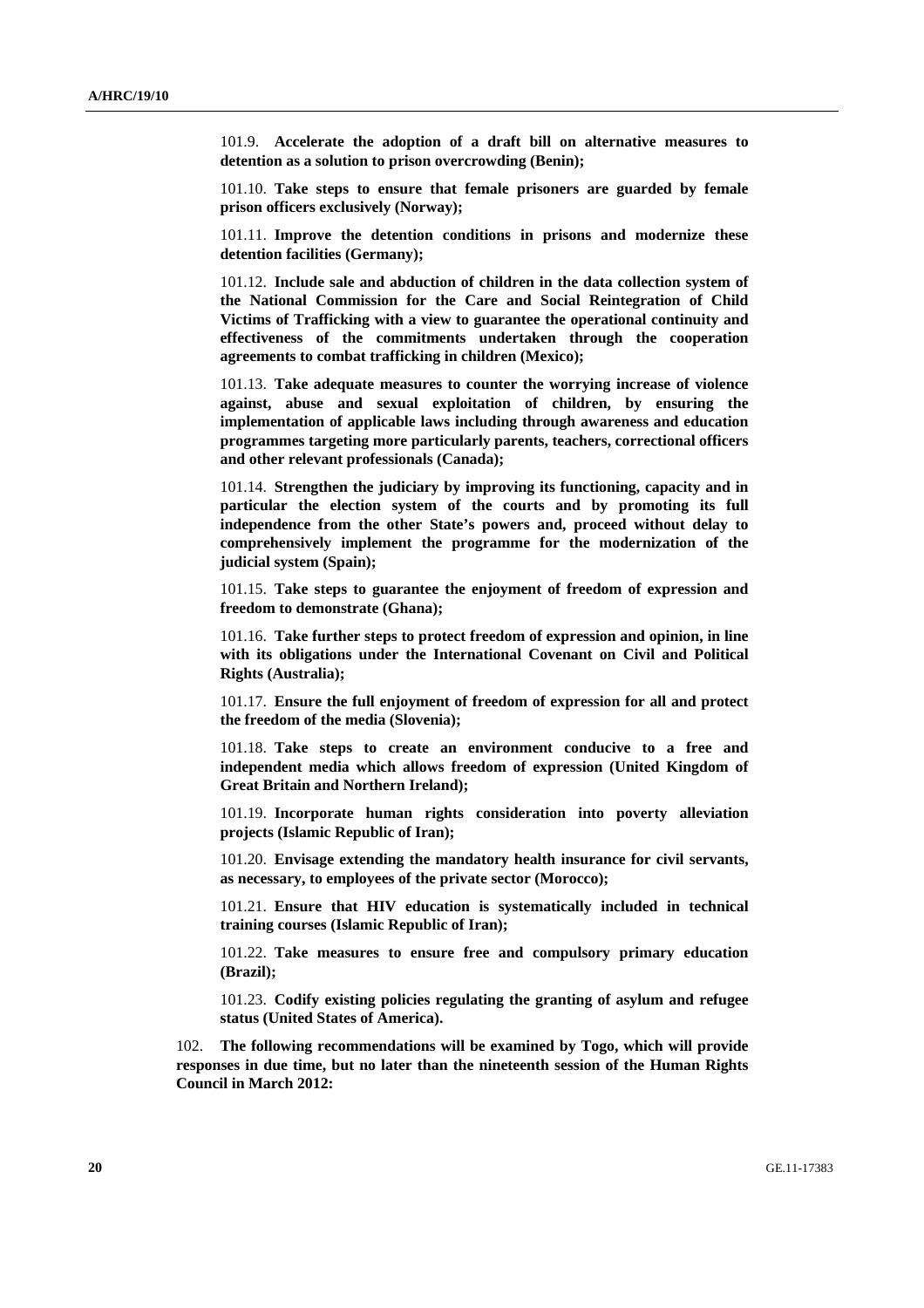101.9. **Accelerate the adoption of a draft bill on alternative measures to detention as a solution to prison overcrowding (Benin);**

101.10. **Take steps to ensure that female prisoners are guarded by female prison officers exclusively (Norway);**

101.11. **Improve the detention conditions in prisons and modernize these detention facilities (Germany);**

101.12. **Include sale and abduction of children in the data collection system of the National Commission for the Care and Social Reintegration of Child Victims of Trafficking with a view to guarantee the operational continuity and effectiveness of the commitments undertaken through the cooperation agreements to combat trafficking in children (Mexico);**

101.13. **Take adequate measures to counter the worrying increase of violence against, abuse and sexual exploitation of children, by ensuring the implementation of applicable laws including through awareness and education programmes targeting more particularly parents, teachers, correctional officers and other relevant professionals (Canada);**

101.14. **Strengthen the judiciary by improving its functioning, capacity and in particular the election system of the courts and by promoting its full independence from the other State's powers and, proceed without delay to comprehensively implement the programme for the modernization of the judicial system (Spain);**

101.15. **Take steps to guarantee the enjoyment of freedom of expression and freedom to demonstrate (Ghana);**

101.16. **Take further steps to protect freedom of expression and opinion, in line with its obligations under the International Covenant on Civil and Political Rights (Australia);**

101.17. **Ensure the full enjoyment of freedom of expression for all and protect the freedom of the media (Slovenia);**

101.18. **Take steps to create an environment conducive to a free and independent media which allows freedom of expression (United Kingdom of Great Britain and Northern Ireland);**

101.19. **Incorporate human rights consideration into poverty alleviation projects (Islamic Republic of Iran);**

101.20. **Envisage extending the mandatory health insurance for civil servants, as necessary, to employees of the private sector (Morocco);**

101.21. **Ensure that HIV education is systematically included in technical training courses (Islamic Republic of Iran);**

101.22. **Take measures to ensure free and compulsory primary education (Brazil);**

101.23. **Codify existing policies regulating the granting of asylum and refugee status (United States of America).**

102. **The following recommendations will be examined by Togo, which will provide responses in due time, but no later than the nineteenth session of the Human Rights Council in March 2012:**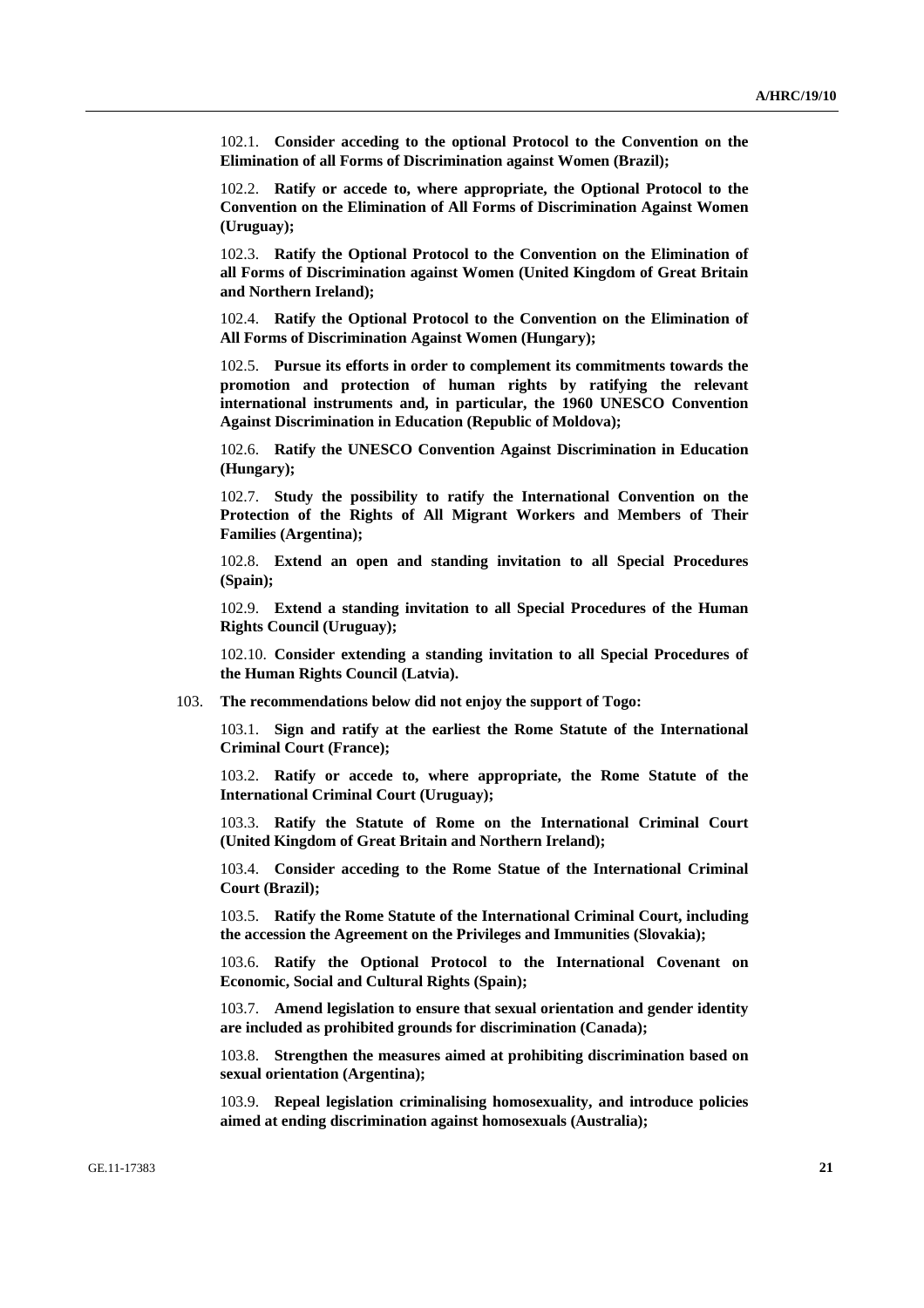102.1. **Consider acceding to the optional Protocol to the Convention on the Elimination of all Forms of Discrimination against Women (Brazil);**

102.2. **Ratify or accede to, where appropriate, the Optional Protocol to the Convention on the Elimination of All Forms of Discrimination Against Women (Uruguay);**

102.3. **Ratify the Optional Protocol to the Convention on the Elimination of all Forms of Discrimination against Women (United Kingdom of Great Britain and Northern Ireland);**

102.4. **Ratify the Optional Protocol to the Convention on the Elimination of All Forms of Discrimination Against Women (Hungary);**

102.5. **Pursue its efforts in order to complement its commitments towards the promotion and protection of human rights by ratifying the relevant international instruments and, in particular, the 1960 UNESCO Convention Against Discrimination in Education (Republic of Moldova);**

102.6. **Ratify the UNESCO Convention Against Discrimination in Education (Hungary);**

102.7. **Study the possibility to ratify the International Convention on the Protection of the Rights of All Migrant Workers and Members of Their Families (Argentina);**

102.8. **Extend an open and standing invitation to all Special Procedures (Spain);**

102.9. **Extend a standing invitation to all Special Procedures of the Human Rights Council (Uruguay);**

102.10. **Consider extending a standing invitation to all Special Procedures of the Human Rights Council (Latvia).**

103. **The recommendations below did not enjoy the support of Togo:**

103.1. **Sign and ratify at the earliest the Rome Statute of the International Criminal Court (France);**

103.2. **Ratify or accede to, where appropriate, the Rome Statute of the International Criminal Court (Uruguay);**

103.3. **Ratify the Statute of Rome on the International Criminal Court (United Kingdom of Great Britain and Northern Ireland);**

103.4. **Consider acceding to the Rome Statue of the International Criminal Court (Brazil);**

103.5. **Ratify the Rome Statute of the International Criminal Court, including the accession the Agreement on the Privileges and Immunities (Slovakia);**

103.6. **Ratify the Optional Protocol to the International Covenant on Economic, Social and Cultural Rights (Spain);**

103.7. **Amend legislation to ensure that sexual orientation and gender identity are included as prohibited grounds for discrimination (Canada);**

103.8. **Strengthen the measures aimed at prohibiting discrimination based on sexual orientation (Argentina);**

103.9. **Repeal legislation criminalising homosexuality, and introduce policies aimed at ending discrimination against homosexuals (Australia);**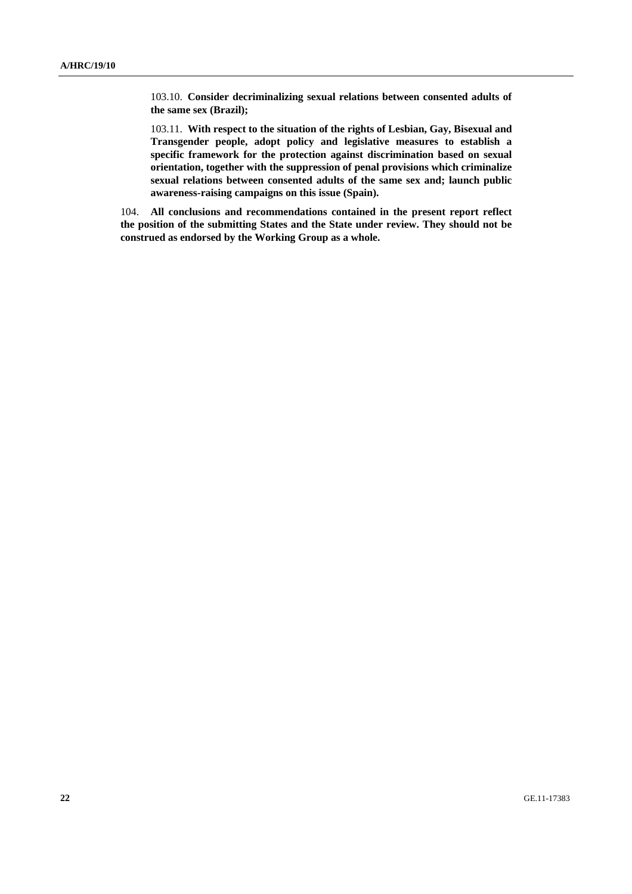103.10. **Consider decriminalizing sexual relations between consented adults of the same sex (Brazil);**

103.11. **With respect to the situation of the rights of Lesbian, Gay, Bisexual and Transgender people, adopt policy and legislative measures to establish a specific framework for the protection against discrimination based on sexual orientation, together with the suppression of penal provisions which criminalize sexual relations between consented adults of the same sex and; launch public awareness-raising campaigns on this issue (Spain).**

104. **All conclusions and recommendations contained in the present report reflect the position of the submitting States and the State under review. They should not be construed as endorsed by the Working Group as a whole.**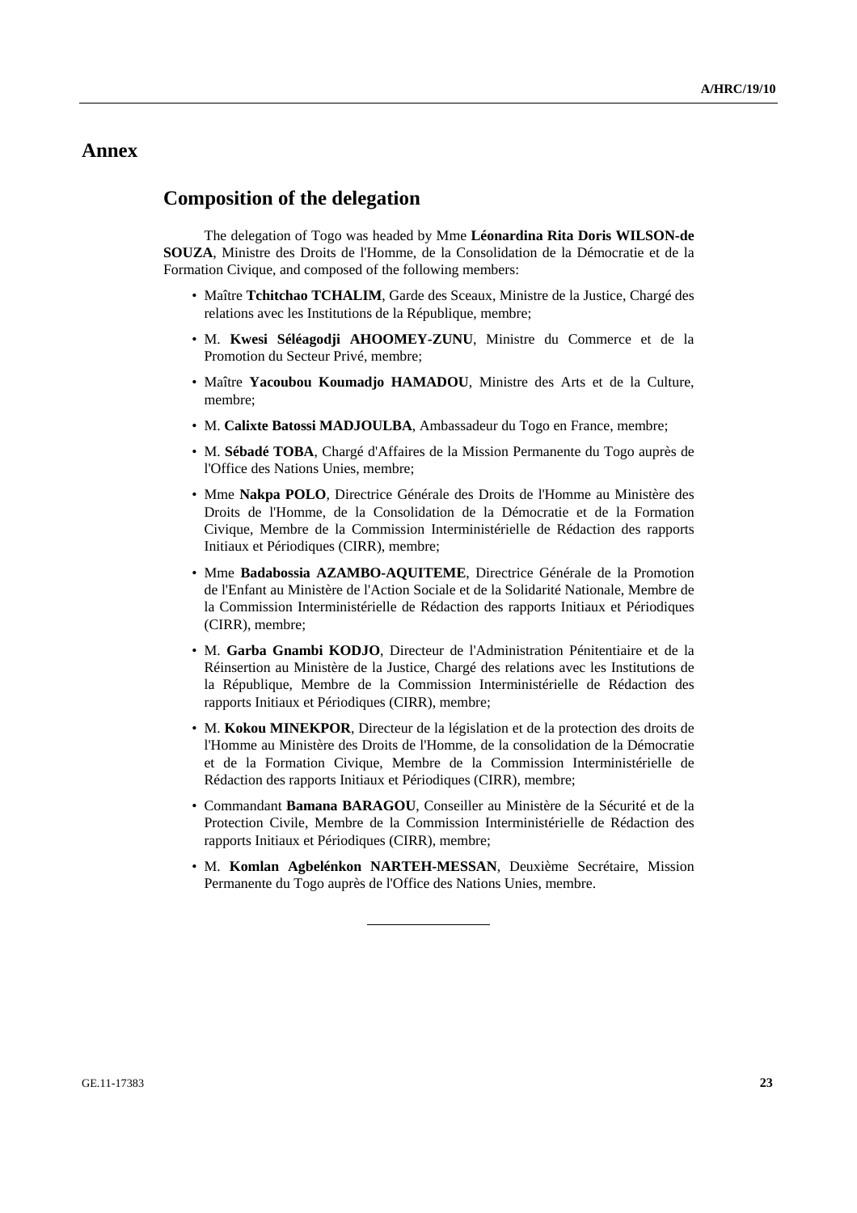# Annex

## Composition of the delegation

The delegation of Togo was headed by Mme **Léonardina Rita Doris WILSON-de SOUZA**, Ministre des Droits de l'Homme, de la Consolidation de la Démocratie et de la Formation Civique, and composed of the following members:

- Maître **Tchitchao TCHALIM**, Garde des Sceaux, Ministre de la Justice, Chargé des relations avec les Institutions de la République, membre;
- M. **Kwesi Séléagodji AHOOMEY-ZUNU**, Ministre du Commerce et de la Promotion du Secteur Privé, membre;
- Maître **Yacoubou Koumadjo HAMADOU**, Ministre des Arts et de la Culture, membre;
- M. **Calixte Batossi MADJOULBA**, Ambassadeur du Togo en France, membre;
- M. **Sébadé TOBA**, Chargé d'Affaires de la Mission Permanente du Togo auprès de l'Office des Nations Unies, membre;
- Mme **Nakpa POLO**, Directrice Générale des Droits de l'Homme au Ministère des Droits de l'Homme, de la Consolidation de la Démocratie et de la Formation Civique, Membre de la Commission Interministérielle de Rédaction des rapports Initiaux et Périodiques (CIRR), membre;
- Mme **Badabossia AZAMBO-AQUITEME**, Directrice Générale de la Promotion de l'Enfant au Ministère de l'Action Sociale et de la Solidarité Nationale, Membre de la Commission Interministérielle de Rédaction des rapports Initiaux et Périodiques (CIRR), membre;
- M. **Garba Gnambi KODJO**, Directeur de l'Administration Pénitentiaire et de la Réinsertion au Ministère de la Justice, Chargé des relations avec les Institutions de la République, Membre de la Commission Interministérielle de Rédaction des rapports Initiaux et Périodiques (CIRR), membre;
- M. **Kokou MINEKPOR**, Directeur de la législation et de la protection des droits de l'Homme au Ministère des Droits de l'Homme, de la consolidation de la Démocratie et de la Formation Civique, Membre de la Commission Interministérielle de Rédaction des rapports Initiaux et Périodiques (CIRR), membre;
- Commandant **Bamana BARAGOU**, Conseiller au Ministère de la Sécurité et de la Protection Civile, Membre de la Commission Interministérielle de Rédaction des rapports Initiaux et Périodiques (CIRR), membre;
- M. **Komlan Agbelénkon NARTEH-MESSAN**, Deuxième Secrétaire, Mission Permanente du Togo auprès de l'Office des Nations Unies, membre.